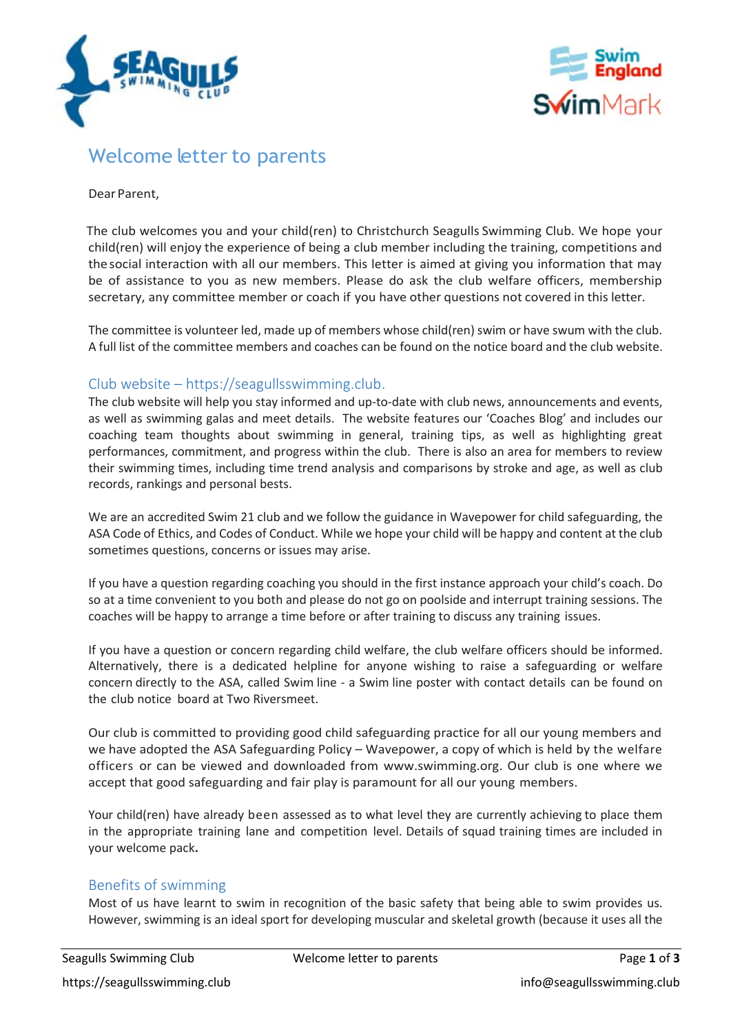# Welcome letter to parents

Dear Parent,

The club welcomes you and your child(ren) to Christchurch Seagulls Swimming Club. We hope your child(ren) will enjoy the experience of being a club member including the training, competitions and the social interaction with all our members. This letter is aimed at giving you information that may be of assistance to you as new members. Please do ask the club welfare officers, membership secretary, any committee member or coach if you have other questions not covered in this letter.

The committee is volunteer led, made up of members whose child(ren) swim or have swum with the club. A full list of the committee members and coaches can be found on the notice board and the club website.

## Club website – https://seagullsswimming.club.

The club website will help you stay informed and up-to-date with club news, announcements and events, as well as swimming galas and meet details. The website features our 'Coaches Blog' and includes our coaching team thoughts about swimming in general, training tips, as well as highlighting great performances, commitment, and progress within the club. There is also an area for members to review their swimming times, including time trend analysis and comparisons by stroke and age, as well as club records, rankings and personal bests.

We are an accredited Swim 21 club and we follow the guidance in Wavepower for child safeguarding, the ASA Code of Ethics, and Codes of Conduct. While we hope your child will be happy and content at the club sometimes questions, concerns or issues may arise.

If you have a question regarding coaching you should in the first instance approach your child's coach. Do so at a time convenient to you both and please do not go on poolside and interrupt training sessions. The coaches will be happy to arrange a time before or after training to discuss any training issues.

If you have a question or concern regarding child welfare, the club welfare officers should be informed. Alternatively, there is a dedicated helpline for anyone wishing to raise a safeguarding or welfare concern directly to the ASA, called Swim line - a Swim line poster with contact details can be found on the club notice board at Two Riversmeet.

Our club is committed to providing good child safeguarding practice for all our young members and we have adopted the ASA Safeguarding Policy – Wavepower, a copy of which is held by the welfare officers or can be viewed and downloaded from www.swimming.org. Our club is one where we accept that good safeguarding and fair play is paramount for all our young members.

Your child(ren) have already been assessed as to what level they are currently achieving to place them in the appropriate training lane and competition level. Details of squad training times are included in your welcome pack**.**

## Benefits of swimming

Most of us have learnt to swim in recognition of the basic safety that being able to swim provides us. However, swimming is an ideal sport for developing muscular and skeletal growth (because it uses all the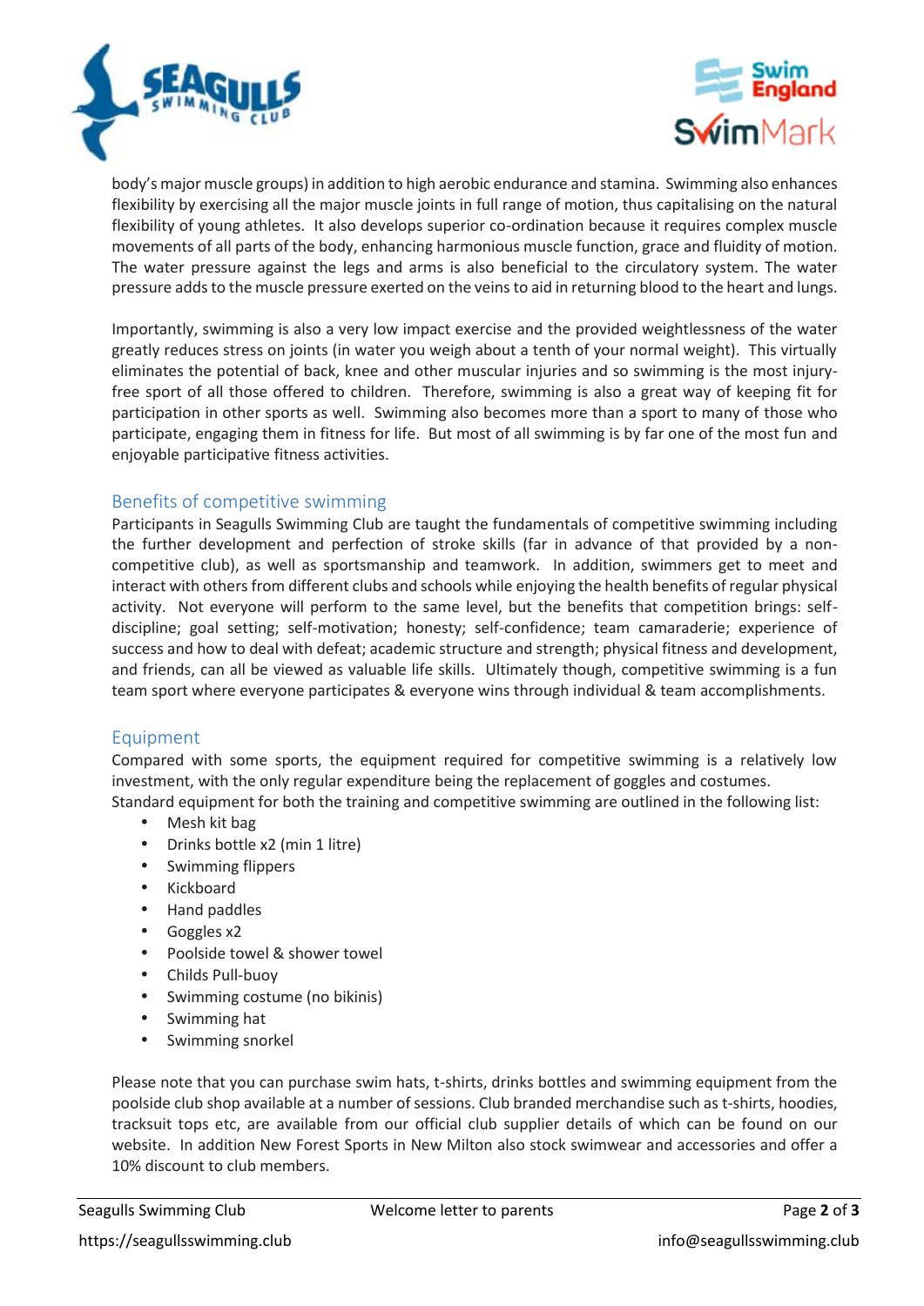body's major muscle groups) in addition to high aerobic endurance and stamina. Swimming also enhances flexibility by exercising all the major muscle joints in full range of motion, thus capitalising on the natural flexibility of young athletes. It also develops superior co-ordination because it requires complex muscle movements of all parts of the body, enhancing harmonious muscle function, grace and fluidity of motion. The water pressure against the legs and arms is also beneficial to the circulatory system. The water pressure adds to the muscle pressure exerted on the veins to aid in returning blood to the heart and lungs.

Importantly, swimming is also a very low impact exercise and the provided weightlessness of the water greatly reduces stress on joints (in water you weigh about a tenth of your normal weight). This virtually eliminates the potential of back, knee and other muscular injuries and so swimming is the most injury-free sport of all those offered to children. Therefore, swimming is also a great way of keeping fit for participation in other sports as well. Swimming also becomes more than a sport to many of those who participate, engaging them in fitness for life. But most of all swimming is by far one of the most fun and enjoyable participative fitness activities.

## Benefits of competitive swimming

Participants in Seagulls Swimming Club are taught the fundamentals of competitive swimming including the further development and perfection of stroke skills (far in advance of that provided by a non-competitive club), as well as sportsmanship and teamwork. In addition, swimmers get to meet and interact with others from different clubs and schools while enjoying the health benefits of regular physical activity. Not everyone will perform to the same level, but the benefits that competition brings: self-discipline; goal setting; self-motivation; honesty; self-confidence; team camaraderie; experience of success and how to deal with defeat; academic structure and strength; physical fitness and development, and friends, can all be viewed as valuable life skills. Ultimately though, competitive swimming is a fun team sport where everyone participates & everyone wins through individual & team accomplishments.

## Equipment

Compared with some sports, the equipment required for competitive swimming is a relatively low investment, with the only regular expenditure being the replacement of goggles and costumes.
Standard equipment for both the training and competitive swimming are outlined in the following list:

- Mesh kit bag
- Drinks bottle x2 (min 1 litre)
- Swimming flippers
- Kickboard
- Hand paddles
- Goggles x2
- Poolside towel & shower towel
- Childs Pull-buoy
- Swimming costume (no bikinis)
- Swimming hat
- Swimming snorkel

Please note that you can purchase swim hats, t-shirts, drinks bottles and swimming equipment from the poolside club shop available at a number of sessions. Club branded merchandise such as t-shirts, hoodies, tracksuit tops etc, are available from our official club supplier details of which can be found on our website. In addition New Forest Sports in New Milton also stock swimwear and accessories and offer a 10% discount to club members.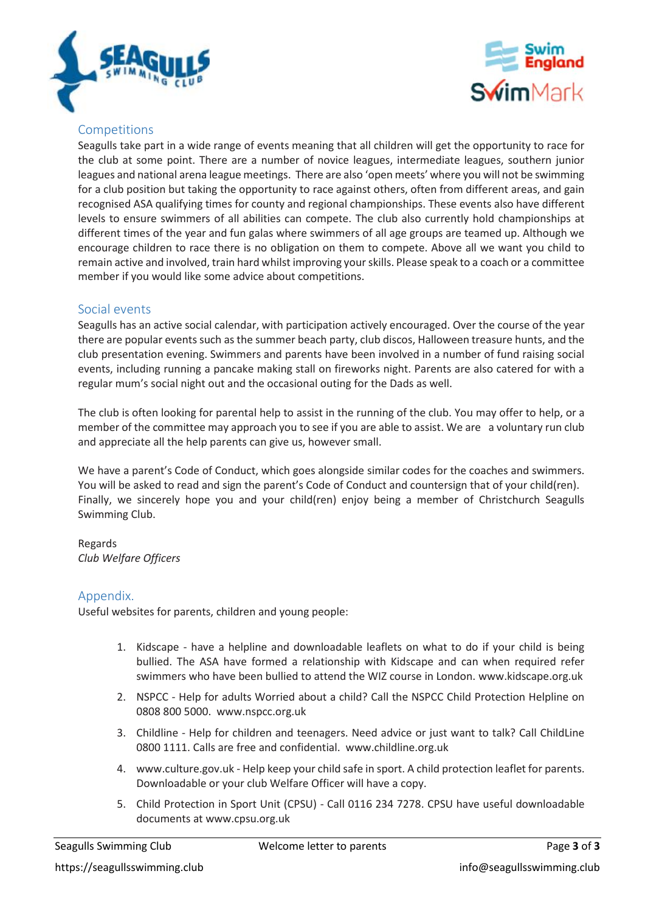## Competitions

Seagulls take part in a wide range of events meaning that all children will get the opportunity to race for the club at some point. There are a number of novice leagues, intermediate leagues, southern junior leagues and national arena league meetings. There are also 'open meets' where you will not be swimming for a club position but taking the opportunity to race against others, often from different areas, and gain recognised ASA qualifying times for county and regional championships. These events also have different levels to ensure swimmers of all abilities can compete. The club also currently hold championships at different times of the year and fun galas where swimmers of all age groups are teamed up. Although we encourage children to race there is no obligation on them to compete. Above all we want you child to remain active and involved, train hard whilst improving your skills. Please speak to a coach or a committee member if you would like some advice about competitions.

## Social events

Seagulls has an active social calendar, with participation actively encouraged. Over the course of the year there are popular events such as the summer beach party, club discos, Halloween treasure hunts, and the club presentation evening. Swimmers and parents have been involved in a number of fund raising social events, including running a pancake making stall on fireworks night. Parents are also catered for with a regular mum's social night out and the occasional outing for the Dads as well.

The club is often looking for parental help to assist in the running of the club. You may offer to help, or a member of the committee may approach you to see if you are able to assist. We are a voluntary run club and appreciate all the help parents can give us, however small.

We have a parent's Code of Conduct, which goes alongside similar codes for the coaches and swimmers. You will be asked to read and sign the parent's Code of Conduct and countersign that of your child(ren). Finally, we sincerely hope you and your child(ren) enjoy being a member of Christchurch Seagulls Swimming Club.

Regards
*Club Welfare Officers*

## Appendix.

Useful websites for parents, children and young people:

1. Kidscape - have a helpline and downloadable leaflets on what to do if your child is being bullied. The ASA have formed a relationship with Kidscape and can when required refer swimmers who have been bullied to attend the WIZ course in London. www.kidscape.org.uk
2. NSPCC - Help for adults Worried about a child? Call the NSPCC Child Protection Helpline on 0808 800 5000. www.nspcc.org.uk
3. Childline - Help for children and teenagers. Need advice or just want to talk? Call ChildLine 0800 1111. Calls are free and confidential. www.childline.org.uk
4. www.culture.gov.uk - Help keep your child safe in sport. A child protection leaflet for parents. Downloadable or your club Welfare Officer will have a copy.
5. Child Protection in Sport Unit (CPSU) - Call 0116 234 7278. CPSU have useful downloadable documents at www.cpsu.org.uk